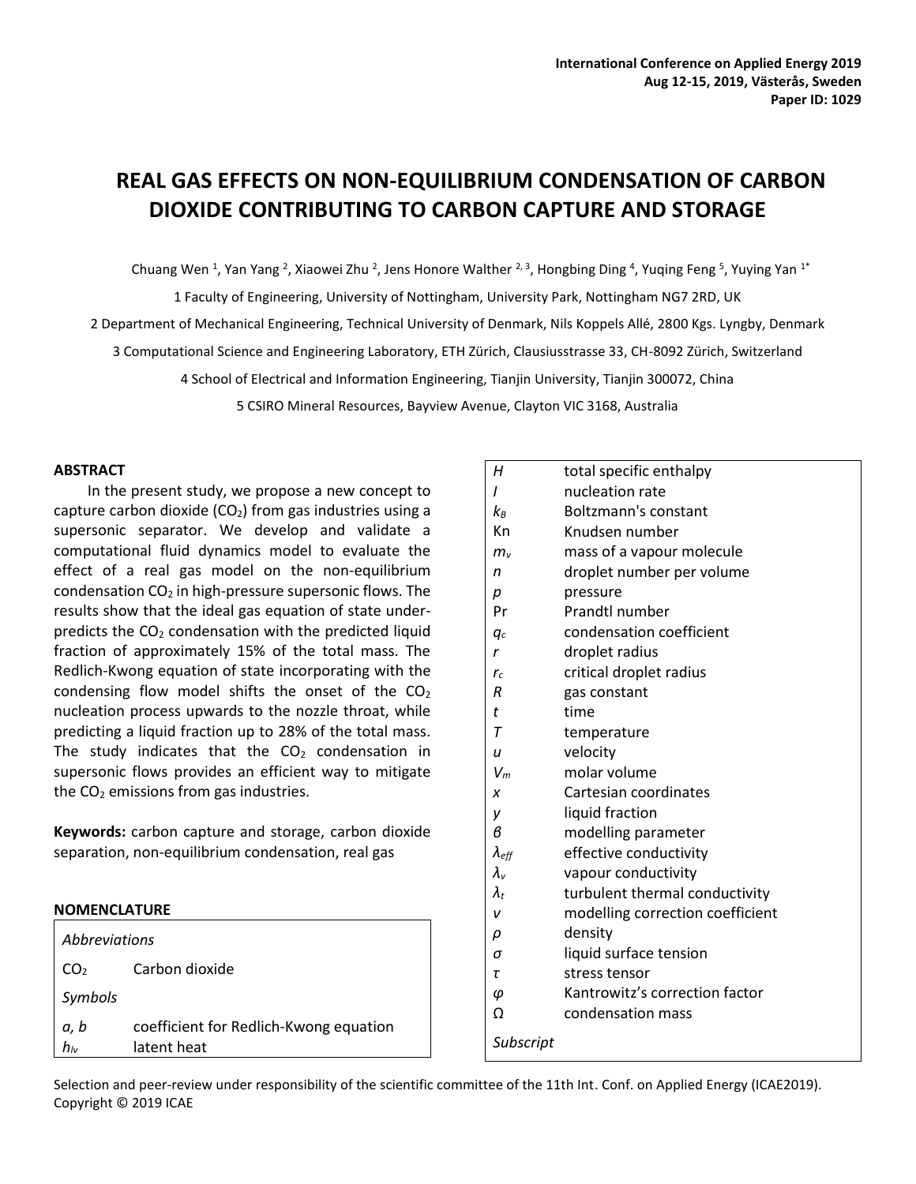# REAL GAS EFFECTS ON NON-EQUILIBRIUM CONDENSATION OF CARBON DIOXIDE CONTRIBUTING TO CARBON CAPTURE AND STORAGE

Chuang Wen [1], Yan Yang [2], Xiaowei Zhu [2], Jens Honore Walther [2, 3], Hongbing Ding [4], Yuqing Feng [5], Yuying Yan [1*]

1 Faculty of Engineering, University of Nottingham, University Park, Nottingham NG7 2RD, UK

2 Department of Mechanical Engineering, Technical University of Denmark, Nils Koppels Allé, 2800 Kgs. Lyngby, Denmark

3 Computational Science and Engineering Laboratory, ETH Zürich, Clausiusstrasse 33, CH-8092 Zürich, Switzerland

4 School of Electrical and Information Engineering, Tianjin University, Tianjin 300072, China

5 CSIRO Mineral Resources, Bayview Avenue, Clayton VIC 3168, Australia

## ABSTRACT

In the present study, we propose a new concept to capture carbon dioxide ($CO_2$) from gas industries using a supersonic separator. We develop and validate a computational fluid dynamics model to evaluate the effect of a real gas model on the non-equilibrium condensation $CO_2$ in high-pressure supersonic flows. The results show that the ideal gas equation of state under-predicts the $CO_2$ condensation with the predicted liquid fraction of approximately 15% of the total mass. The Redlich-Kwong equation of state incorporating with the condensing flow model shifts the onset of the $CO_2$ nucleation process upwards to the nozzle throat, while predicting a liquid fraction up to 28% of the total mass. The study indicates that the $CO_2$ condensation in supersonic flows provides an efficient way to mitigate the $CO_2$ emissions from gas industries.

**Keywords:** carbon capture and storage, carbon dioxide separation, non-equilibrium condensation, real gas

## NOMENCLATURE

| | |
|---|---|
| *Abbreviations* | |
| $CO_2$ | Carbon dioxide |
| *Symbols* | |
| $a$, $b$ | coefficient for Redlich-Kwong equation |
| $h_{lv}$ | latent heat |
| $H$ | total specific enthalpy |
| $I$ | nucleation rate |
| $k_B$ | Boltzmann's constant |
| Kn | Knudsen number |
| $m_v$ | mass of a vapour molecule |
| $n$ | droplet number per volume |
| $p$ | pressure |
| Pr | Prandtl number |
| $q_c$ | condensation coefficient |
| $r$ | droplet radius |
| $r_c$ | critical droplet radius |
| $R$ | gas constant |
| $t$ | time |
| $T$ | temperature |
| $u$ | velocity |
| $V_m$ | molar volume |
| $x$ | Cartesian coordinates |
| $y$ | liquid fraction |
| $\beta$ | modelling parameter |
| $\lambda_{eff}$ | effective conductivity |
| $\lambda_v$ | vapour conductivity |
| $\lambda_t$ | turbulent thermal conductivity |
| $\nu$ | modelling correction coefficient |
| $\rho$ | density |
| $\sigma$ | liquid surface tension |
| $\tau$ | stress tensor |
| $\varphi$ | Kantrowitz's correction factor |
| $\Omega$ | condensation mass |
| *Subscript* | |

Selection and peer-review under responsibility of the scientific committee of the 11th Int. Conf. on Applied Energy (ICAE2019).
Copyright © 2019 ICAE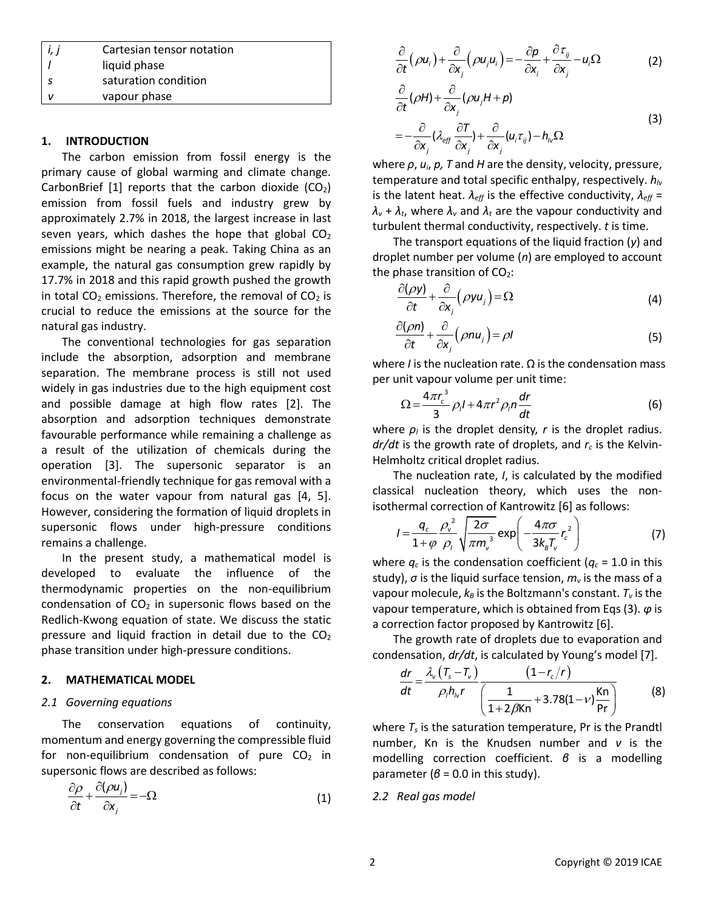| | |
|---|---|
| *i, j* | Cartesian tensor notation |
| *l* | liquid phase |
| *s* | saturation condition |
| *v* | vapour phase |

## 1. INTRODUCTION

The carbon emission from fossil energy is the primary cause of global warming and climate change. CarbonBrief [1] reports that the carbon dioxide ($CO_2$) emission from fossil fuels and industry grew by approximately 2.7% in 2018, the largest increase in last seven years, which dashes the hope that global $CO_2$ emissions might be nearing a peak. Taking China as an example, the natural gas consumption grew rapidly by 17.7% in 2018 and this rapid growth pushed the growth in total $CO_2$ emissions. Therefore, the removal of $CO_2$ is crucial to reduce the emissions at the source for the natural gas industry.

The conventional technologies for gas separation include the absorption, adsorption and membrane separation. The membrane process is still not used widely in gas industries due to the high equipment cost and possible damage at high flow rates [2]. The absorption and adsorption techniques demonstrate favourable performance while remaining a challenge as a result of the utilization of chemicals during the operation [3]. The supersonic separator is an environmental-friendly technique for gas removal with a focus on the water vapour from natural gas [4, 5]. However, considering the formation of liquid droplets in supersonic flows under high-pressure conditions remains a challenge.

In the present study, a mathematical model is developed to evaluate the influence of the thermodynamic properties on the non-equilibrium condensation of $CO_2$ in supersonic flows based on the Redlich-Kwong equation of state. We discuss the static pressure and liquid fraction in detail due to the $CO_2$ phase transition under high-pressure conditions.

## 2. MATHEMATICAL MODEL

### 2.1 Governing equations

The conservation equations of continuity, momentum and energy governing the compressible fluid for non-equilibrium condensation of pure $CO_2$ in supersonic flows are described as follows:

$$\frac{\partial \rho}{\partial t} + \frac{\partial (\rho u_j)}{\partial x_j} = -\Omega \tag{1}$$

$$\frac{\partial}{\partial t}\left(\rho u_i\right) + \frac{\partial}{\partial x_j}\left(\rho u_j u_i\right) = -\frac{\partial p}{\partial x_i} + \frac{\partial \tau_{ij}}{\partial x_j} - u_i \Omega \tag{2}$$

$$\begin{aligned}
&\frac{\partial}{\partial t}(\rho H) + \frac{\partial}{\partial x_j}(\rho u_j H + p) \\
&= -\frac{\partial}{\partial x_j}\left(\lambda_{eff}\frac{\partial T}{\partial x_j}\right) + \frac{\partial}{\partial x_j}(u_i \tau_{ij}) - h_{lv}\Omega
\end{aligned} \tag{3}$$

where $\rho$, $u_i$, $p$, $T$ and $H$ are the density, velocity, pressure, temperature and total specific enthalpy, respectively. $h_{lv}$ is the latent heat. $\lambda_{eff}$ is the effective conductivity, $\lambda_{eff} = \lambda_v + \lambda_t$, where $\lambda_v$ and $\lambda_t$ are the vapour conductivity and turbulent thermal conductivity, respectively. $t$ is time.

The transport equations of the liquid fraction ($y$) and droplet number per volume ($n$) are employed to account the phase transition of $CO_2$:

$$\frac{\partial(\rho y)}{\partial t} + \frac{\partial}{\partial x_j}\left(\rho y u_j\right) = \Omega \tag{4}$$

$$\frac{\partial(\rho n)}{\partial t} + \frac{\partial}{\partial x_j}\left(\rho n u_j\right) = \rho I \tag{5}$$

where $I$ is the nucleation rate. $\Omega$ is the condensation mass per unit vapour volume per unit time:

$$\Omega = \frac{4\pi r_c^3}{3}\rho_l I + 4\pi r^2 \rho_l n \frac{dr}{dt} \tag{6}$$

where $\rho_l$ is the droplet density, $r$ is the droplet radius. $dr/dt$ is the growth rate of droplets, and $r_c$ is the Kelvin-Helmholtz critical droplet radius.

The nucleation rate, $I$, is calculated by the modified classical nucleation theory, which uses the non-isothermal correction of Kantrowitz [6] as follows:

$$I = \frac{q_c}{1+\varphi}\frac{\rho_v^2}{\rho_l}\sqrt{\frac{2\sigma}{\pi m_v^3}}\exp\left(-\frac{4\pi\sigma}{3k_B T_v}r_c^2\right) \tag{7}$$

where $q_c$ is the condensation coefficient ($q_c$ = 1.0 in this study), $\sigma$ is the liquid surface tension, $m_v$ is the mass of a vapour molecule, $k_B$ is the Boltzmann's constant. $T_v$ is the vapour temperature, which is obtained from Eqs (3). $\varphi$ is a correction factor proposed by Kantrowitz [6].

The growth rate of droplets due to evaporation and condensation, $dr/dt$, is calculated by Young's model [7].

$$\frac{dr}{dt} = \frac{\lambda_v\left(T_s - T_v\right)}{\rho_l h_{lv} r}\frac{\left(1 - r_c/r\right)}{\left(\dfrac{1}{1+2\beta \mathrm{Kn}} + 3.78(1-\nu)\dfrac{\mathrm{Kn}}{\mathrm{Pr}}\right)} \tag{8}$$

where $T_s$ is the saturation temperature, Pr is the Prandtl number, Kn is the Knudsen number and $\nu$ is the modelling correction coefficient. $\beta$ is a modelling parameter ($\beta$ = 0.0 in this study).

### 2.2 Real gas model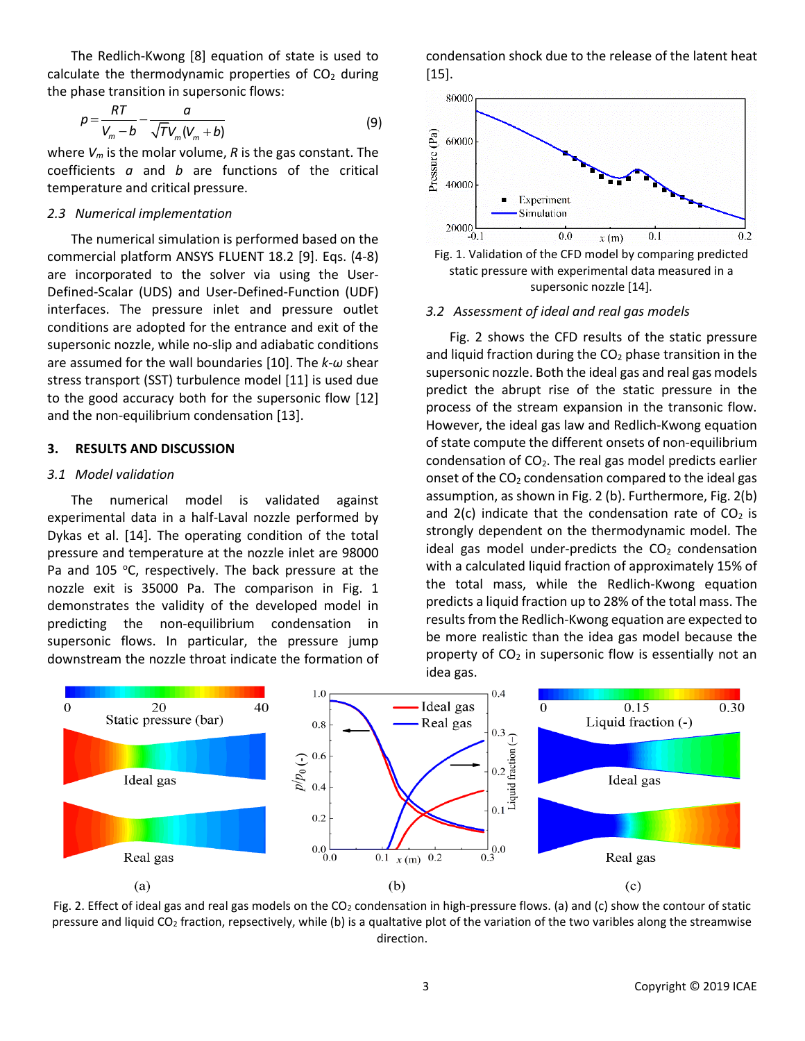The Redlich-Kwong [8] equation of state is used to calculate the thermodynamic properties of $CO_2$ during the phase transition in supersonic flows:

$$p = \frac{RT}{V_m - b} - \frac{a}{\sqrt{T}V_m(V_m + b)} \tag{9}$$

where $V_m$ is the molar volume, $R$ is the gas constant. The coefficients $a$ and $b$ are functions of the critical temperature and critical pressure.

### *2.3 Numerical implementation*

The numerical simulation is performed based on the commercial platform ANSYS FLUENT 18.2 [9]. Eqs. (4-8) are incorporated to the solver via using the User-Defined-Scalar (UDS) and User-Defined-Function (UDF) interfaces. The pressure inlet and pressure outlet conditions are adopted for the entrance and exit of the supersonic nozzle, while no-slip and adiabatic conditions are assumed for the wall boundaries [10]. The *k*-*ω* shear stress transport (SST) turbulence model [11] is used due to the good accuracy both for the supersonic flow [12] and the non-equilibrium condensation [13].

## 3. RESULTS AND DISCUSSION

### *3.1 Model validation*

The numerical model is validated against experimental data in a half-Laval nozzle performed by Dykas et al. [14]. The operating condition of the total pressure and temperature at the nozzle inlet are 98000 Pa and 105 °C, respectively. The back pressure at the nozzle exit is 35000 Pa. The comparison in Fig. 1 demonstrates the validity of the developed model in predicting the non-equilibrium condensation in supersonic flows. In particular, the pressure jump downstream the nozzle throat indicate the formation of condensation shock due to the release of the latent heat [15].

Fig. 1. Validation of the CFD model by comparing predicted static pressure with experimental data measured in a supersonic nozzle [14].

### *3.2 Assessment of ideal and real gas models*

Fig. 2 shows the CFD results of the static pressure and liquid fraction during the $CO_2$ phase transition in the supersonic nozzle. Both the ideal gas and real gas models predict the abrupt rise of the static pressure in the process of the stream expansion in the transonic flow. However, the ideal gas law and Redlich-Kwong equation of state compute the different onsets of non-equilibrium condensation of $CO_2$. The real gas model predicts earlier onset of the $CO_2$ condensation compared to the ideal gas assumption, as shown in Fig. 2 (b). Furthermore, Fig. 2(b) and 2(c) indicate that the condensation rate of $CO_2$ is strongly dependent on the thermodynamic model. The ideal gas model under-predicts the $CO_2$ condensation with a calculated liquid fraction of approximately 15% of the total mass, while the Redlich-Kwong equation predicts a liquid fraction up to 28% of the total mass. The results from the Redlich-Kwong equation are expected to be more realistic than the idea gas model because the property of $CO_2$ in supersonic flow is essentially not an idea gas.

Fig. 2. Effect of ideal gas and real gas models on the $CO_2$ condensation in high-pressure flows. (a) and (c) show the contour of static pressure and liquid $CO_2$ fraction, repsectively, while (b) is a qualtative plot of the variation of the two varibles along the streamwise direction.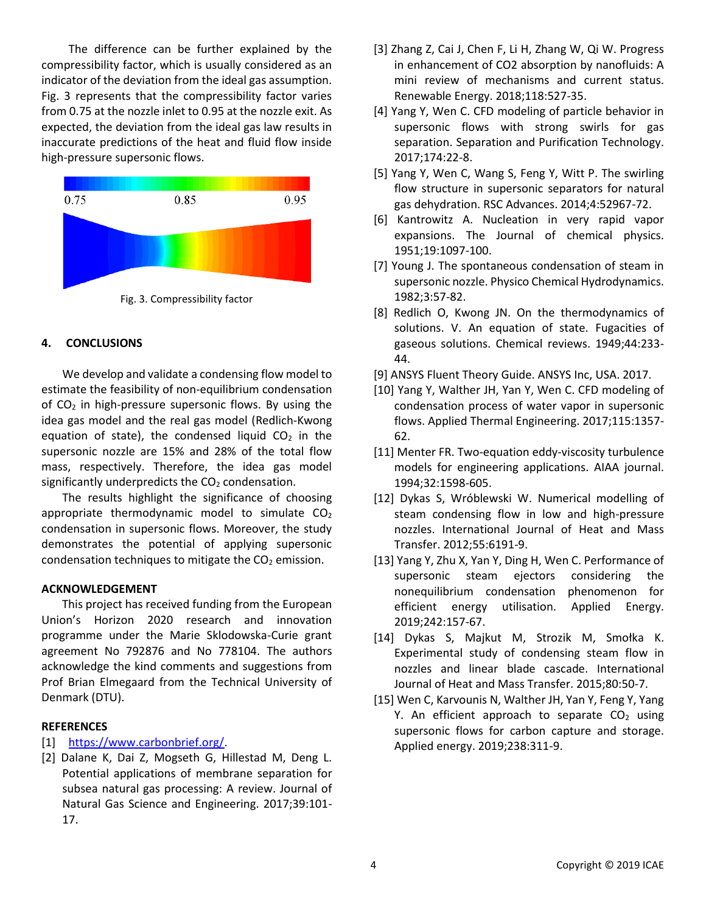The difference can be further explained by the compressibility factor, which is usually considered as an indicator of the deviation from the ideal gas assumption. Fig. 3 represents that the compressibility factor varies from 0.75 at the nozzle inlet to 0.95 at the nozzle exit. As expected, the deviation from the ideal gas law results in inaccurate predictions of the heat and fluid flow inside high-pressure supersonic flows.

0.75
0.85
0.95

Fig. 3. Compressibility factor

## 4. CONCLUSIONS

We develop and validate a condensing flow model to estimate the feasibility of non-equilibrium condensation of $CO_2$ in high-pressure supersonic flows. By using the idea gas model and the real gas model (Redlich-Kwong equation of state), the condensed liquid $CO_2$ in the supersonic nozzle are 15% and 28% of the total flow mass, respectively. Therefore, the idea gas model significantly underpredicts the $CO_2$ condensation.

The results highlight the significance of choosing appropriate thermodynamic model to simulate $CO_2$ condensation in supersonic flows. Moreover, the study demonstrates the potential of applying supersonic condensation techniques to mitigate the $CO_2$ emission.

## ACKNOWLEDGEMENT

This project has received funding from the European Union's Horizon 2020 research and innovation programme under the Marie Sklodowska-Curie grant agreement No 792876 and No 778104. The authors acknowledge the kind comments and suggestions from Prof Brian Elmegaard from the Technical University of Denmark (DTU).

## REFERENCES

[1] https://www.carbonbrief.org/.

[2] Dalane K, Dai Z, Mogseth G, Hillestad M, Deng L. Potential applications of membrane separation for subsea natural gas processing: A review. Journal of Natural Gas Science and Engineering. 2017;39:101-17.

[3] Zhang Z, Cai J, Chen F, Li H, Zhang W, Qi W. Progress in enhancement of CO2 absorption by nanofluids: A mini review of mechanisms and current status. Renewable Energy. 2018;118:527-35.

[4] Yang Y, Wen C. CFD modeling of particle behavior in supersonic flows with strong swirls for gas separation. Separation and Purification Technology. 2017;174:22-8.

[5] Yang Y, Wen C, Wang S, Feng Y, Witt P. The swirling flow structure in supersonic separators for natural gas dehydration. RSC Advances. 2014;4:52967-72.

[6] Kantrowitz A. Nucleation in very rapid vapor expansions. The Journal of chemical physics. 1951;19:1097-100.

[7] Young J. The spontaneous condensation of steam in supersonic nozzle. Physico Chemical Hydrodynamics. 1982;3:57-82.

[8] Redlich O, Kwong JN. On the thermodynamics of solutions. V. An equation of state. Fugacities of gaseous solutions. Chemical reviews. 1949;44:233-44.

[9] ANSYS Fluent Theory Guide. ANSYS Inc, USA. 2017.

[10] Yang Y, Walther JH, Yan Y, Wen C. CFD modeling of condensation process of water vapor in supersonic flows. Applied Thermal Engineering. 2017;115:1357-62.

[11] Menter FR. Two-equation eddy-viscosity turbulence models for engineering applications. AIAA journal. 1994;32:1598-605.

[12] Dykas S, Wróblewski W. Numerical modelling of steam condensing flow in low and high-pressure nozzles. International Journal of Heat and Mass Transfer. 2012;55:6191-9.

[13] Yang Y, Zhu X, Yan Y, Ding H, Wen C. Performance of supersonic steam ejectors considering the nonequilibrium condensation phenomenon for efficient energy utilisation. Applied Energy. 2019;242:157-67.

[14] Dykas S, Majkut M, Strozik M, Smołka K. Experimental study of condensing steam flow in nozzles and linear blade cascade. International Journal of Heat and Mass Transfer. 2015;80:50-7.

[15] Wen C, Karvounis N, Walther JH, Yan Y, Feng Y, Yang Y. An efficient approach to separate $CO_2$ using supersonic flows for carbon capture and storage. Applied energy. 2019;238:311-9.